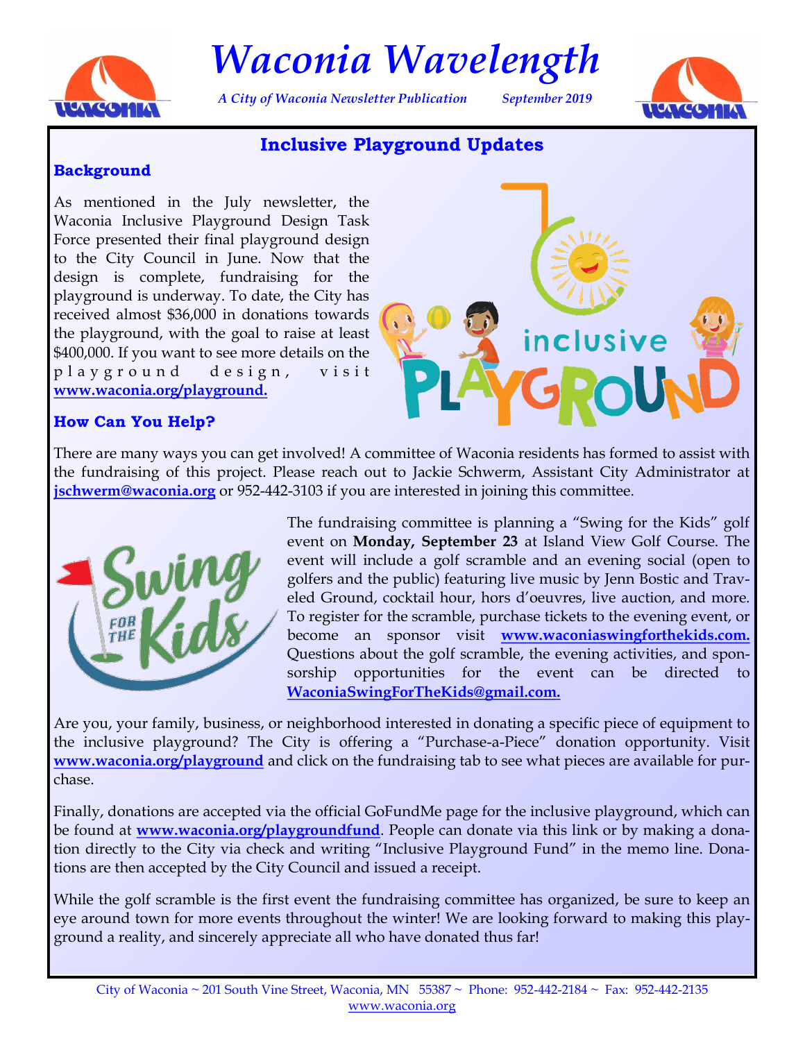# Waconia Wavelength

*A City of Waconia Newsletter Publication* *September 2019*

## Inclusive Playground Updates

### Background

As mentioned in the July newsletter, the Waconia Inclusive Playground Design Task Force presented their final playground design to the City Council in June. Now that the design is complete, fundraising for the playground is underway. To date, the City has received almost $36,000 in donations towards the playground, with the goal to raise at least $400,000. If you want to see more details on the playground design, visit **www.waconia.org/playground.**

### How Can You Help?

There are many ways you can get involved! A committee of Waconia residents has formed to assist with the fundraising of this project. Please reach out to Jackie Schwerm, Assistant City Administrator at **jschwerm@waconia.org** or 952-442-3103 if you are interested in joining this committee.

The fundraising committee is planning a "Swing for the Kids" golf event on **Monday, September 23** at Island View Golf Course. The event will include a golf scramble and an evening social (open to golfers and the public) featuring live music by Jenn Bostic and Traveled Ground, cocktail hour, hors d'oeuvres, live auction, and more. To register for the scramble, purchase tickets to the evening event, or become an sponsor visit **www.waconiaswingforthekids.com.** Questions about the golf scramble, the evening activities, and sponsorship opportunities for the event can be directed to **WaconiaSwingForTheKids@gmail.com.**

Are you, your family, business, or neighborhood interested in donating a specific piece of equipment to the inclusive playground? The City is offering a "Purchase-a-Piece" donation opportunity. Visit **www.waconia.org/playground** and click on the fundraising tab to see what pieces are available for purchase.

Finally, donations are accepted via the official GoFundMe page for the inclusive playground, which can be found at **www.waconia.org/playgroundfund**. People can donate via this link or by making a donation directly to the City via check and writing "Inclusive Playground Fund" in the memo line. Donations are then accepted by the City Council and issued a receipt.

While the golf scramble is the first event the fundraising committee has organized, be sure to keep an eye around town for more events throughout the winter! We are looking forward to making this playground a reality, and sincerely appreciate all who have donated thus far!

City of Waconia ~ 201 South Vine Street, Waconia, MN 55387 ~ Phone: 952-442-2184 ~ Fax: 952-442-2135
www.waconia.org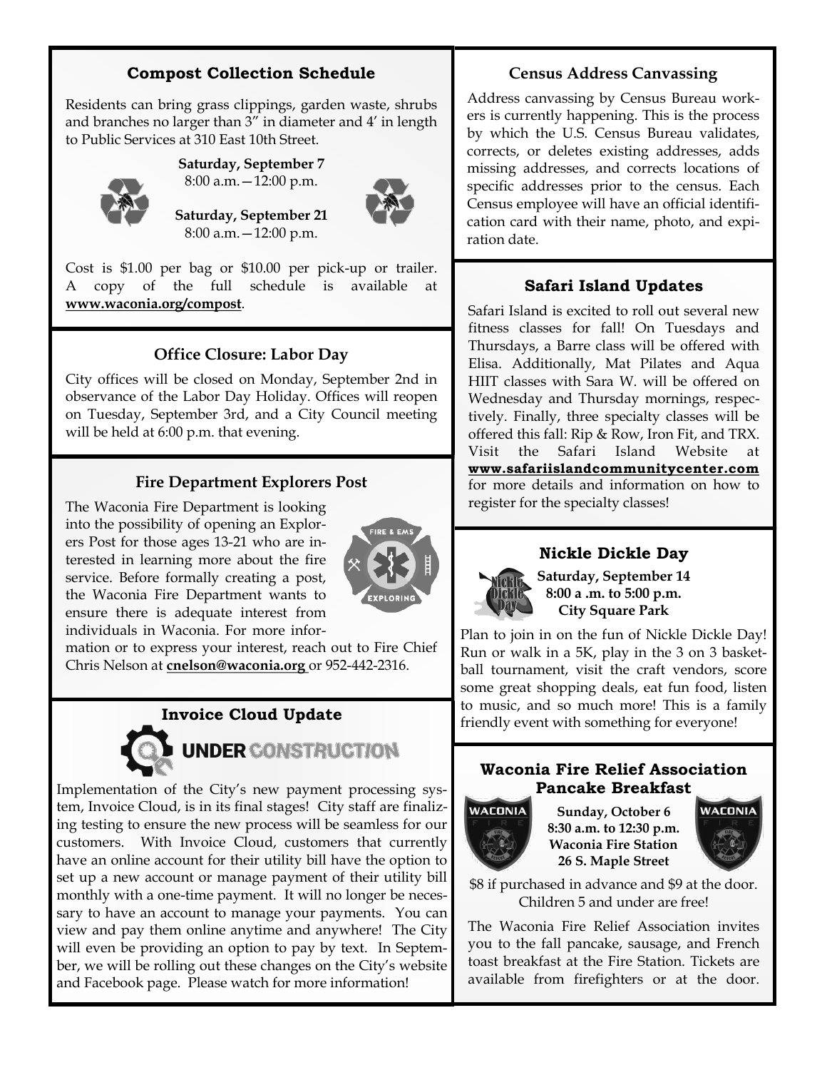## Compost Collection Schedule

Residents can bring grass clippings, garden waste, shrubs and branches no larger than 3" in diameter and 4' in length to Public Services at 310 East 10th Street.

**Saturday, September 7**
8:00 a.m.—12:00 p.m.

**Saturday, September 21**
8:00 a.m.—12:00 p.m.

Cost is $1.00 per bag or $10.00 per pick-up or trailer. A copy of the full schedule is available at **www.waconia.org/compost**.

## Office Closure: Labor Day

City offices will be closed on Monday, September 2nd in observance of the Labor Day Holiday. Offices will reopen on Tuesday, September 3rd, and a City Council meeting will be held at 6:00 p.m. that evening.

## Fire Department Explorers Post

The Waconia Fire Department is looking into the possibility of opening an Explorers Post for those ages 13-21 who are interested in learning more about the fire service. Before formally creating a post, the Waconia Fire Department wants to ensure there is adequate interest from individuals in Waconia. For more information or to express your interest, reach out to Fire Chief Chris Nelson at **cnelson@waconia.org** or 952-442-2316.

## Invoice Cloud Update

UNDER CONSTRUCTION

Implementation of the City's new payment processing system, Invoice Cloud, is in its final stages! City staff are finalizing testing to ensure the new process will be seamless for our customers. With Invoice Cloud, customers that currently have an online account for their utility bill have the option to set up a new account or manage payment of their utility bill monthly with a one-time payment. It will no longer be necessary to have an account to manage your payments. You can view and pay them online anytime and anywhere! The City will even be providing an option to pay by text. In September, we will be rolling out these changes on the City's website and Facebook page. Please watch for more information!

## Census Address Canvassing

Address canvassing by Census Bureau workers is currently happening. This is the process by which the U.S. Census Bureau validates, corrects, or deletes existing addresses, adds missing addresses, and corrects locations of specific addresses prior to the census. Each Census employee will have an official identification card with their name, photo, and expiration date.

## Safari Island Updates

Safari Island is excited to roll out several new fitness classes for fall! On Tuesdays and Thursdays, a Barre class will be offered with Elisa. Additionally, Mat Pilates and Aqua HIIT classes with Sara W. will be offered on Wednesday and Thursday mornings, respectively. Finally, three specialty classes will be offered this fall: Rip & Row, Iron Fit, and TRX. Visit the Safari Island Website at **www.safariislandcommunitycenter.com** for more details and information on how to register for the specialty classes!

## Nickle Dickle Day

**Saturday, September 14**
**8:00 a .m. to 5:00 p.m.**
**City Square Park**

Plan to join in on the fun of Nickle Dickle Day! Run or walk in a 5K, play in the 3 on 3 basketball tournament, visit the craft vendors, score some great shopping deals, eat fun food, listen to music, and so much more! This is a family friendly event with something for everyone!

## Waconia Fire Relief Association Pancake Breakfast

**Sunday, October 6**
**8:30 a.m. to 12:30 p.m.**
**Waconia Fire Station**
**26 S. Maple Street**

$8 if purchased in advance and $9 at the door. Children 5 and under are free!

The Waconia Fire Relief Association invites you to the fall pancake, sausage, and French toast breakfast at the Fire Station. Tickets are available from firefighters or at the door.